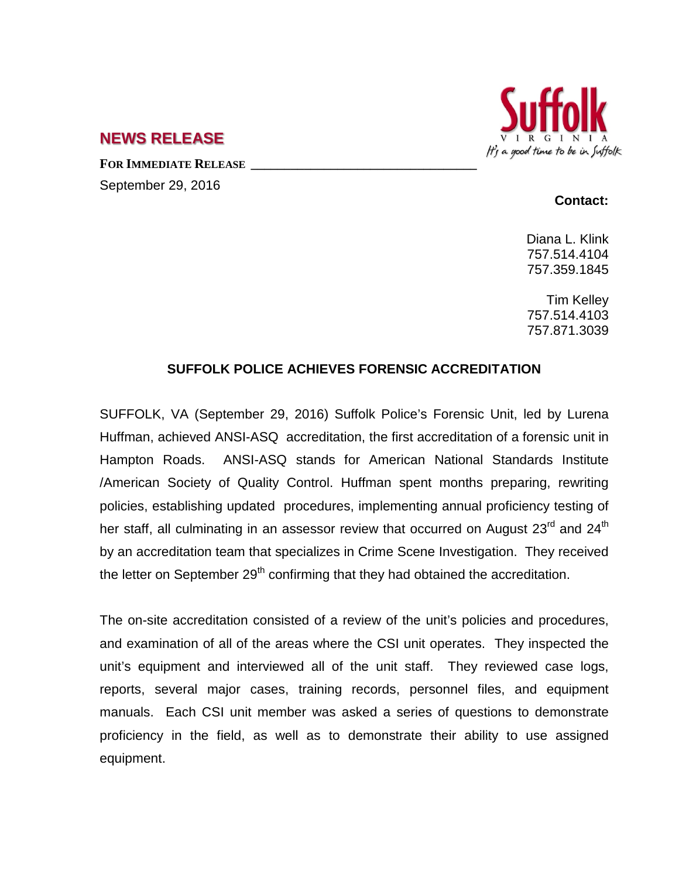**NEWS RELEASE**

**FOR IMMEDIATE RELEASE** ________________________________

September 29, 2016

**Contact:**

Diana L. Klink
757.514.4104
757.359.1845

Tim Kelley
757.514.4103
757.871.3039

## SUFFOLK POLICE ACHIEVES FORENSIC ACCREDITATION

SUFFOLK, VA (September 29, 2016) Suffolk Police's Forensic Unit, led by Lurena Huffman, achieved ANSI-ASQ accreditation, the first accreditation of a forensic unit in Hampton Roads. ANSI-ASQ stands for American National Standards Institute /American Society of Quality Control. Huffman spent months preparing, rewriting policies, establishing updated procedures, implementing annual proficiency testing of her staff, all culminating in an assessor review that occurred on August 23rd and 24th by an accreditation team that specializes in Crime Scene Investigation. They received the letter on September 29th confirming that they had obtained the accreditation.

The on-site accreditation consisted of a review of the unit's policies and procedures, and examination of all of the areas where the CSI unit operates. They inspected the unit's equipment and interviewed all of the unit staff. They reviewed case logs, reports, several major cases, training records, personnel files, and equipment manuals. Each CSI unit member was asked a series of questions to demonstrate proficiency in the field, as well as to demonstrate their ability to use assigned equipment.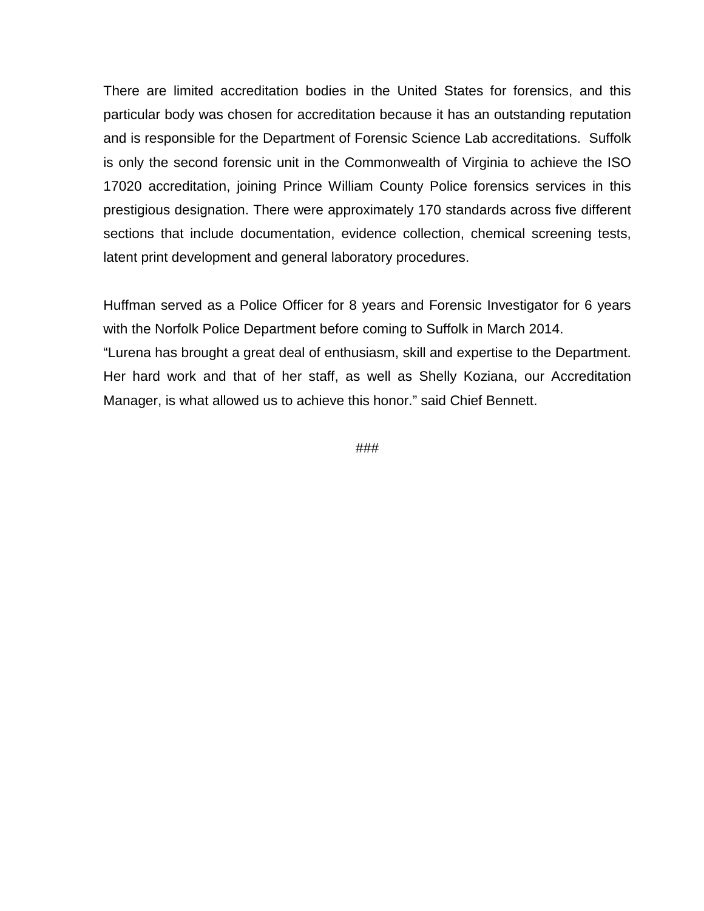There are limited accreditation bodies in the United States for forensics, and this particular body was chosen for accreditation because it has an outstanding reputation and is responsible for the Department of Forensic Science Lab accreditations. Suffolk is only the second forensic unit in the Commonwealth of Virginia to achieve the ISO 17020 accreditation, joining Prince William County Police forensics services in this prestigious designation. There were approximately 170 standards across five different sections that include documentation, evidence collection, chemical screening tests, latent print development and general laboratory procedures.

Huffman served as a Police Officer for 8 years and Forensic Investigator for 6 years with the Norfolk Police Department before coming to Suffolk in March 2014.
"Lurena has brought a great deal of enthusiasm, skill and expertise to the Department. Her hard work and that of her staff, as well as Shelly Koziana, our Accreditation Manager, is what allowed us to achieve this honor." said Chief Bennett.

###